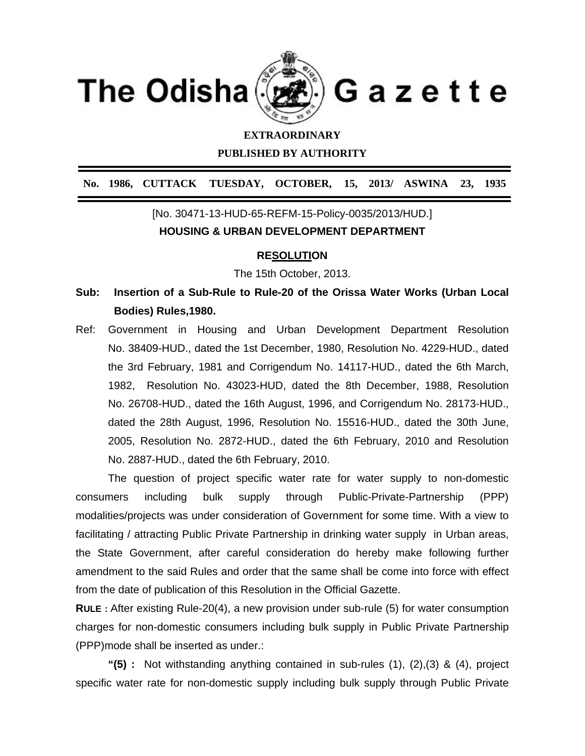# The Odisha Gazette

**EXTRAORDINARY**

**PUBLISHED BY AUTHORITY**

**No. 1986, CUTTACK TUESDAY, OCTOBER, 15, 2013/ ASWINA 23, 1935**

[No. 30471-13-HUD-65-REFM-15-Policy-0035/2013/HUD.]

**HOUSING & URBAN DEVELOPMENT DEPARTMENT**

**RESOLUTION**

The 15th October, 2013.

**Sub: Insertion of a Sub-Rule to Rule-20 of the Orissa Water Works (Urban Local Bodies) Rules,1980.**

Ref: Government in Housing and Urban Development Department Resolution No. 38409-HUD., dated the 1st December, 1980, Resolution No. 4229-HUD., dated the 3rd February, 1981 and Corrigendum No. 14117-HUD., dated the 6th March, 1982, Resolution No. 43023-HUD, dated the 8th December, 1988, Resolution No. 26708-HUD., dated the 16th August, 1996, and Corrigendum No. 28173-HUD., dated the 28th August, 1996, Resolution No. 15516-HUD., dated the 30th June, 2005, Resolution No. 2872-HUD., dated the 6th February, 2010 and Resolution No. 2887-HUD., dated the 6th February, 2010.

The question of project specific water rate for water supply to non-domestic consumers including bulk supply through Public-Private-Partnership (PPP) modalities/projects was under consideration of Government for some time. With a view to facilitating / attracting Public Private Partnership in drinking water supply in Urban areas, the State Government, after careful consideration do hereby make following further amendment to the said Rules and order that the same shall be come into force with effect from the date of publication of this Resolution in the Official Gazette.

**RULE :** After existing Rule-20(4), a new provision under sub-rule (5) for water consumption charges for non-domestic consumers including bulk supply in Public Private Partnership (PPP)mode shall be inserted as under.:

**"(5) :** Not withstanding anything contained in sub-rules (1), (2),(3) & (4), project specific water rate for non-domestic supply including bulk supply through Public Private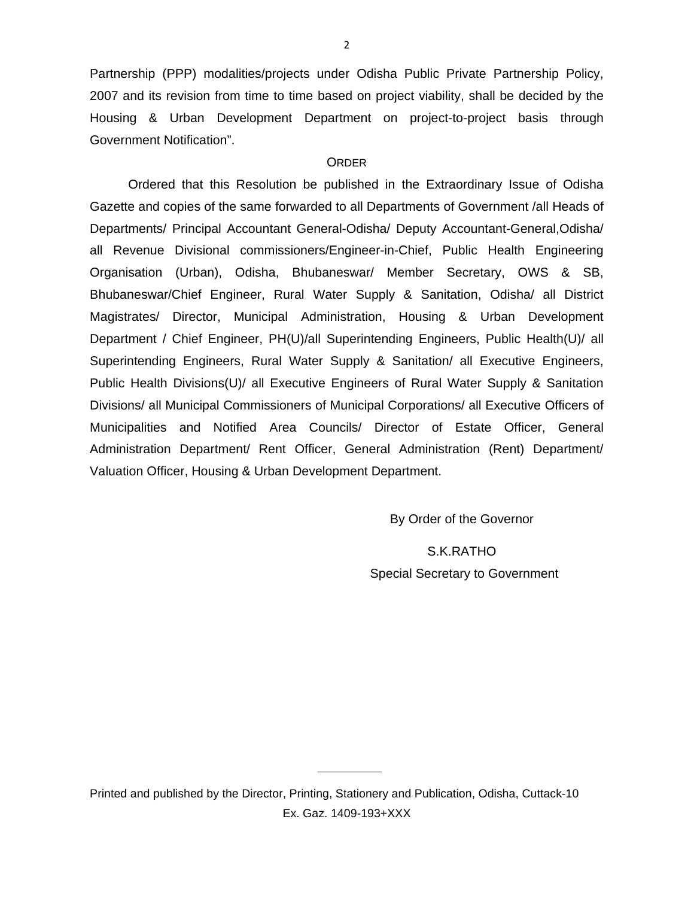Partnership (PPP) modalities/projects under Odisha Public Private Partnership Policy, 2007 and its revision from time to time based on project viability, shall be decided by the Housing & Urban Development Department on project-to-project basis through Government Notification".

ORDER

Ordered that this Resolution be published in the Extraordinary Issue of Odisha Gazette and copies of the same forwarded to all Departments of Government /all Heads of Departments/ Principal Accountant General-Odisha/ Deputy Accountant-General,Odisha/ all Revenue Divisional commissioners/Engineer-in-Chief, Public Health Engineering Organisation (Urban), Odisha, Bhubaneswar/ Member Secretary, OWS & SB, Bhubaneswar/Chief Engineer, Rural Water Supply & Sanitation, Odisha/ all District Magistrates/ Director, Municipal Administration, Housing & Urban Development Department / Chief Engineer, PH(U)/all Superintending Engineers, Public Health(U)/ all Superintending Engineers, Rural Water Supply & Sanitation/ all Executive Engineers, Public Health Divisions(U)/ all Executive Engineers of Rural Water Supply & Sanitation Divisions/ all Municipal Commissioners of Municipal Corporations/ all Executive Officers of Municipalities and Notified Area Councils/ Director of Estate Officer, General Administration Department/ Rent Officer, General Administration (Rent) Department/ Valuation Officer, Housing & Urban Development Department.

By Order of the Governor

S.K.RATHO
Special Secretary to Government

---

Printed and published by the Director, Printing, Stationery and Publication, Odisha, Cuttack-10
Ex. Gaz. 1409-193+XXX